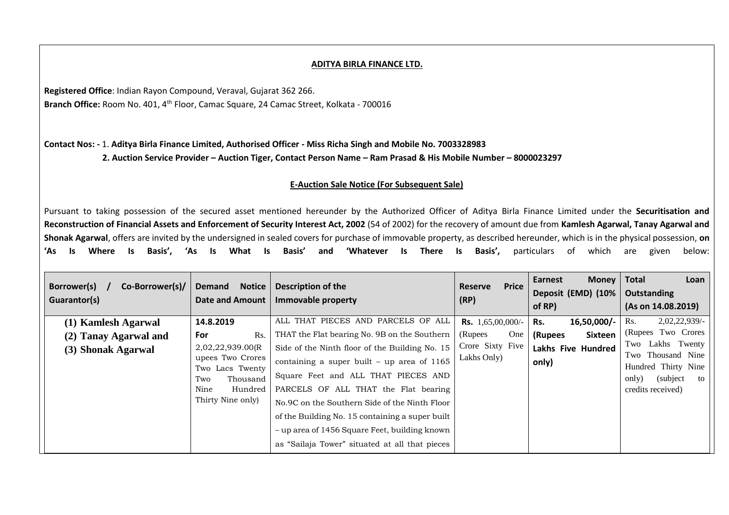**ADITYA BIRLA FINANCE LTD.**

**Registered Office**: Indian Rayon Compound, Veraval, Gujarat 362 266.
**Branch Office:** Room No. 401, 4th Floor, Camac Square, 24 Camac Street, Kolkata - 700016

**Contact Nos: -** 1. **Aditya Birla Finance Limited, Authorised Officer - Miss Richa Singh and Mobile No. 7003328983**
**2. Auction Service Provider – Auction Tiger, Contact Person Name – Ram Prasad & His Mobile Number – 8000023297**

**E-Auction Sale Notice (For Subsequent Sale)**

Pursuant to taking possession of the secured asset mentioned hereunder by the Authorized Officer of Aditya Birla Finance Limited under the **Securitisation and Reconstruction of Financial Assets and Enforcement of Security Interest Act, 2002** (54 of 2002) for the recovery of amount due from **Kamlesh Agarwal, Tanay Agarwal and Shonak Agarwal**, offers are invited by the undersigned in sealed covers for purchase of immovable property, as described hereunder, which is in the physical possession, **on 'As Is Where Is Basis', 'As Is What Is Basis' and 'Whatever Is There Is Basis',** particulars of which are given below:

| Borrower(s) / Co-Borrower(s)/ Guarantor(s) | Demand Notice Date and Amount | Description of the Immovable property | Reserve Price (RP) | Earnest Money Deposit (EMD) (10% of RP) | Total Loan Outstanding (As on 14.08.2019) |
|---|---|---|---|---|---|
| **(1) Kamlesh Agarwal** **(2) Tanay Agarwal and** **(3) Shonak Agarwal** | **14.8.2019** **For** Rs. 2,02,22,939.00(Rupees Two Crores Two Lacs Twenty Two Thousand Nine Hundred Thirty Nine only) | ALL THAT PIECES AND PARCELS OF ALL THAT the Flat bearing No. 9B on the Southern Side of the Ninth floor of the Building No. 15 containing a super built – up area of 1165 Square Feet and ALL THAT PIECES AND PARCELS OF ALL THAT the Flat bearing No.9C on the Southern Side of the Ninth Floor of the Building No. 15 containing a super built – up area of 1456 Square Feet, building known as "Sailaja Tower" situated at all that pieces | **Rs.** 1,65,00,000/- (Rupees One Crore Sixty Five Lakhs Only) | **Rs. 16,50,000/- (Rupees Sixteen Lakhs Five Hundred only)** | Rs. 2,02,22,939/- (Rupees Two Crores Two Lakhs Twenty Two Thousand Nine Hundred Thirty Nine only) (subject to credits received) |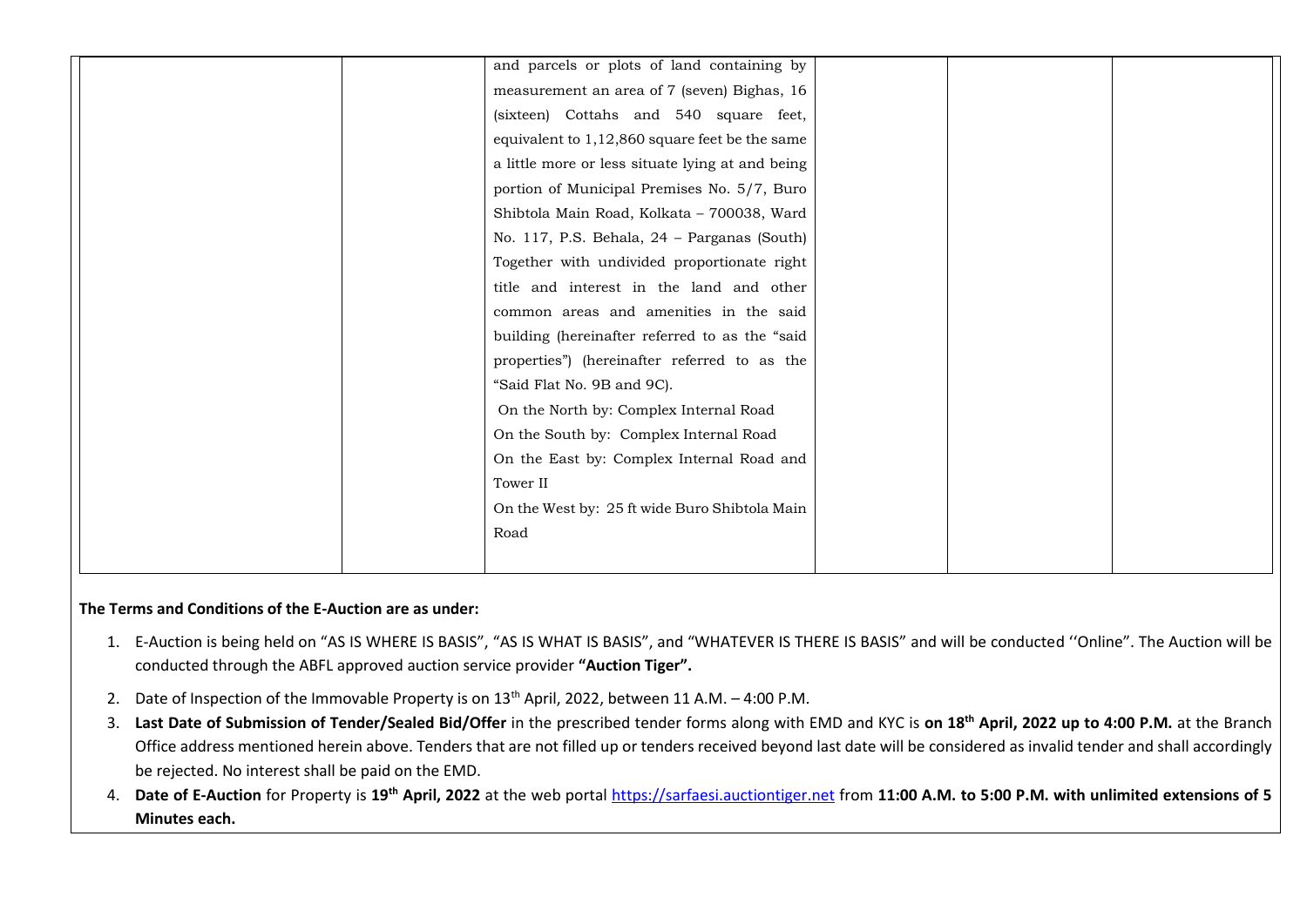|  |  | and parcels or plots of land containing by measurement an area of 7 (seven) Bighas, 16 (sixteen) Cottahs and 540 square feet, equivalent to 1,12,860 square feet be the same a little more or less situate lying at and being portion of Municipal Premises No. 5/7, Buro Shibtola Main Road, Kolkata – 700038, Ward No. 117, P.S. Behala, 24 – Parganas (South) Together with undivided proportionate right title and interest in the land and other common areas and amenities in the said building (hereinafter referred to as the "said properties") (hereinafter referred to as the "Said Flat No. 9B and 9C).<br>On the North by: Complex Internal Road<br>On the South by: Complex Internal Road<br>On the East by: Complex Internal Road and Tower II<br>On the West by: 25 ft wide Buro Shibtola Main Road |  |  |  |
|---|---|---|---|---|---|

**The Terms and Conditions of the E-Auction are as under:**

1. E-Auction is being held on "AS IS WHERE IS BASIS", "AS IS WHAT IS BASIS", and "WHATEVER IS THERE IS BASIS" and will be conducted ''Online". The Auction will be conducted through the ABFL approved auction service provider **"Auction Tiger".**
2. Date of Inspection of the Immovable Property is on 13th April, 2022, between 11 A.M. – 4:00 P.M.
3. **Last Date of Submission of Tender/Sealed Bid/Offer** in the prescribed tender forms along with EMD and KYC is **on 18th April, 2022 up to 4:00 P.M.** at the Branch Office address mentioned herein above. Tenders that are not filled up or tenders received beyond last date will be considered as invalid tender and shall accordingly be rejected. No interest shall be paid on the EMD.
4. **Date of E-Auction** for Property is **19th April, 2022** at the web portal https://sarfaesi.auctiontiger.net from **11:00 A.M. to 5:00 P.M. with unlimited extensions of 5 Minutes each.**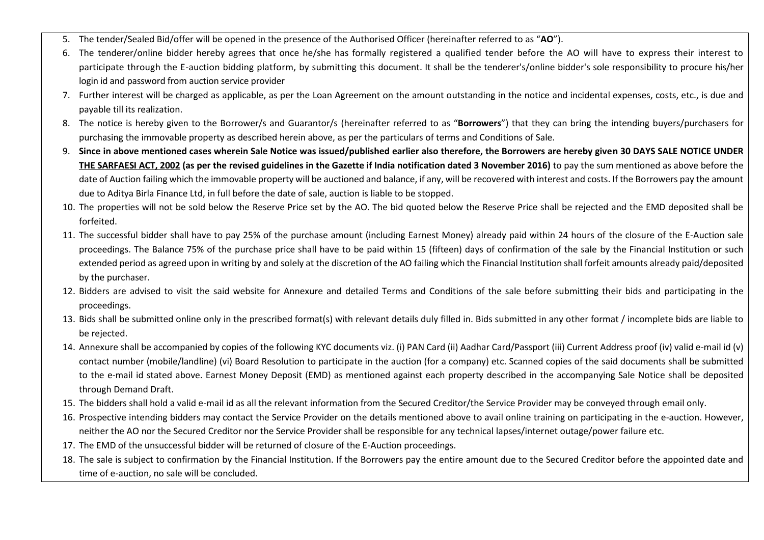5. The tender/Sealed Bid/offer will be opened in the presence of the Authorised Officer (hereinafter referred to as "**AO**").
6. The tenderer/online bidder hereby agrees that once he/she has formally registered a qualified tender before the AO will have to express their interest to participate through the E-auction bidding platform, by submitting this document. It shall be the tenderer's/online bidder's sole responsibility to procure his/her login id and password from auction service provider
7. Further interest will be charged as applicable, as per the Loan Agreement on the amount outstanding in the notice and incidental expenses, costs, etc., is due and payable till its realization.
8. The notice is hereby given to the Borrower/s and Guarantor/s (hereinafter referred to as "**Borrowers**") that they can bring the intending buyers/purchasers for purchasing the immovable property as described herein above, as per the particulars of terms and Conditions of Sale.
9. **Since in above mentioned cases wherein Sale Notice was issued/published earlier also therefore, the Borrowers are hereby given <u>30 DAYS SALE NOTICE UNDER THE SARFAESI ACT, 2002</u> (as per the revised guidelines in the Gazette if India notification dated 3 November 2016)** to pay the sum mentioned as above before the date of Auction failing which the immovable property will be auctioned and balance, if any, will be recovered with interest and costs. If the Borrowers pay the amount due to Aditya Birla Finance Ltd, in full before the date of sale, auction is liable to be stopped.
10. The properties will not be sold below the Reserve Price set by the AO. The bid quoted below the Reserve Price shall be rejected and the EMD deposited shall be forfeited.
11. The successful bidder shall have to pay 25% of the purchase amount (including Earnest Money) already paid within 24 hours of the closure of the E-Auction sale proceedings. The Balance 75% of the purchase price shall have to be paid within 15 (fifteen) days of confirmation of the sale by the Financial Institution or such extended period as agreed upon in writing by and solely at the discretion of the AO failing which the Financial Institution shall forfeit amounts already paid/deposited by the purchaser.
12. Bidders are advised to visit the said website for Annexure and detailed Terms and Conditions of the sale before submitting their bids and participating in the proceedings.
13. Bids shall be submitted online only in the prescribed format(s) with relevant details duly filled in. Bids submitted in any other format / incomplete bids are liable to be rejected.
14. Annexure shall be accompanied by copies of the following KYC documents viz. (i) PAN Card (ii) Aadhar Card/Passport (iii) Current Address proof (iv) valid e-mail id (v) contact number (mobile/landline) (vi) Board Resolution to participate in the auction (for a company) etc. Scanned copies of the said documents shall be submitted to the e-mail id stated above. Earnest Money Deposit (EMD) as mentioned against each property described in the accompanying Sale Notice shall be deposited through Demand Draft.
15. The bidders shall hold a valid e-mail id as all the relevant information from the Secured Creditor/the Service Provider may be conveyed through email only.
16. Prospective intending bidders may contact the Service Provider on the details mentioned above to avail online training on participating in the e-auction. However, neither the AO nor the Secured Creditor nor the Service Provider shall be responsible for any technical lapses/internet outage/power failure etc.
17. The EMD of the unsuccessful bidder will be returned of closure of the E-Auction proceedings.
18. The sale is subject to confirmation by the Financial Institution. If the Borrowers pay the entire amount due to the Secured Creditor before the appointed date and time of e-auction, no sale will be concluded.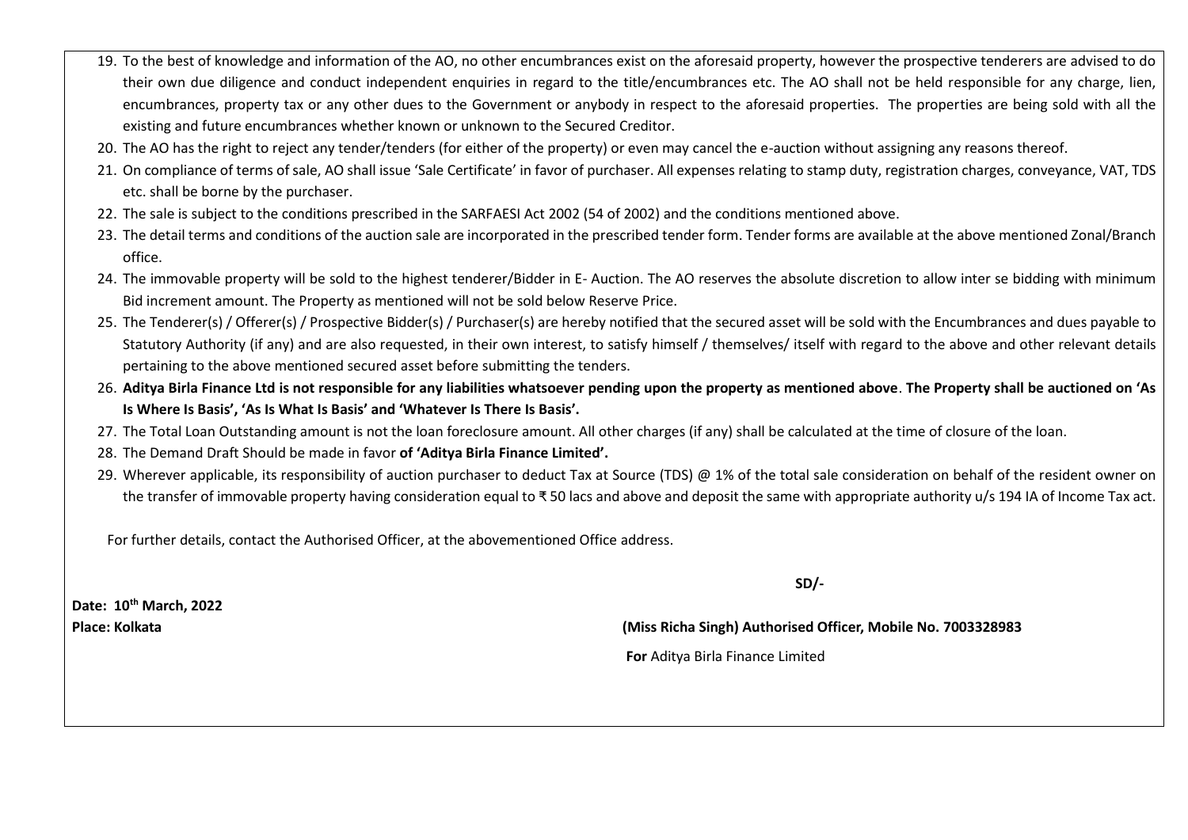19. To the best of knowledge and information of the AO, no other encumbrances exist on the aforesaid property, however the prospective tenderers are advised to do their own due diligence and conduct independent enquiries in regard to the title/encumbrances etc. The AO shall not be held responsible for any charge, lien, encumbrances, property tax or any other dues to the Government or anybody in respect to the aforesaid properties. The properties are being sold with all the existing and future encumbrances whether known or unknown to the Secured Creditor.
20. The AO has the right to reject any tender/tenders (for either of the property) or even may cancel the e-auction without assigning any reasons thereof.
21. On compliance of terms of sale, AO shall issue 'Sale Certificate' in favor of purchaser. All expenses relating to stamp duty, registration charges, conveyance, VAT, TDS etc. shall be borne by the purchaser.
22. The sale is subject to the conditions prescribed in the SARFAESI Act 2002 (54 of 2002) and the conditions mentioned above.
23. The detail terms and conditions of the auction sale are incorporated in the prescribed tender form. Tender forms are available at the above mentioned Zonal/Branch office.
24. The immovable property will be sold to the highest tenderer/Bidder in E- Auction. The AO reserves the absolute discretion to allow inter se bidding with minimum Bid increment amount. The Property as mentioned will not be sold below Reserve Price.
25. The Tenderer(s) / Offerer(s) / Prospective Bidder(s) / Purchaser(s) are hereby notified that the secured asset will be sold with the Encumbrances and dues payable to Statutory Authority (if any) and are also requested, in their own interest, to satisfy himself / themselves/ itself with regard to the above and other relevant details pertaining to the above mentioned secured asset before submitting the tenders.
26. **Aditya Birla Finance Ltd is not responsible for any liabilities whatsoever pending upon the property as mentioned above**. **The Property shall be auctioned on 'As Is Where Is Basis', 'As Is What Is Basis' and 'Whatever Is There Is Basis'.**
27. The Total Loan Outstanding amount is not the loan foreclosure amount. All other charges (if any) shall be calculated at the time of closure of the loan.
28. The Demand Draft Should be made in favor **of 'Aditya Birla Finance Limited'.**
29. Wherever applicable, its responsibility of auction purchaser to deduct Tax at Source (TDS) @ 1% of the total sale consideration on behalf of the resident owner on the transfer of immovable property having consideration equal to ₹ 50 lacs and above and deposit the same with appropriate authority u/s 194 IA of Income Tax act.

For further details, contact the Authorised Officer, at the abovementioned Office address.

**SD/-**

**Date: 10th March, 2022**

**Place: Kolkata**

**(Miss Richa Singh) Authorised Officer, Mobile No. 7003328983**

**For** Aditya Birla Finance Limited